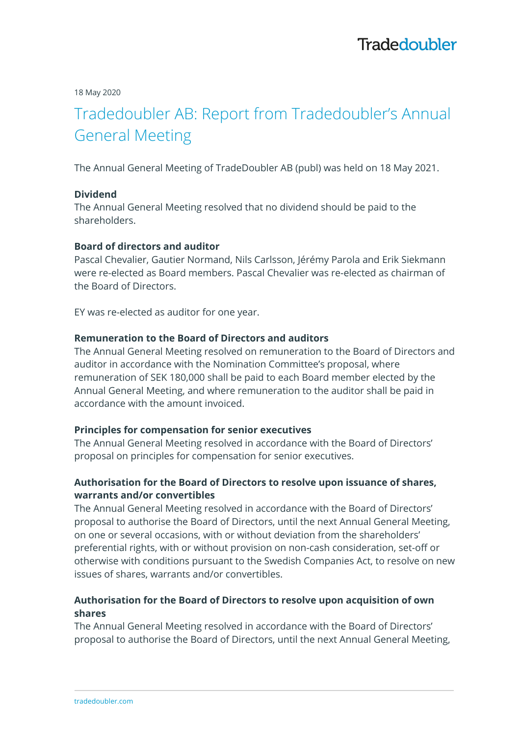18 May 2020

# Tradedoubler AB: Report from Tradedoubler's Annual General Meeting

The Annual General Meeting of TradeDoubler AB (publ) was held on 18 May 2021.

**Dividend**
The Annual General Meeting resolved that no dividend should be paid to the shareholders.

**Board of directors and auditor**
Pascal Chevalier, Gautier Normand, Nils Carlsson, Jérémy Parola and Erik Siekmann were re-elected as Board members. Pascal Chevalier was re-elected as chairman of the Board of Directors.

EY was re-elected as auditor for one year.

**Remuneration to the Board of Directors and auditors**
The Annual General Meeting resolved on remuneration to the Board of Directors and auditor in accordance with the Nomination Committee's proposal, where remuneration of SEK 180,000 shall be paid to each Board member elected by the Annual General Meeting, and where remuneration to the auditor shall be paid in accordance with the amount invoiced.

**Principles for compensation for senior executives**
The Annual General Meeting resolved in accordance with the Board of Directors' proposal on principles for compensation for senior executives.

**Authorisation for the Board of Directors to resolve upon issuance of shares, warrants and/or convertibles**
The Annual General Meeting resolved in accordance with the Board of Directors' proposal to authorise the Board of Directors, until the next Annual General Meeting, on one or several occasions, with or without deviation from the shareholders' preferential rights, with or without provision on non-cash consideration, set-off or otherwise with conditions pursuant to the Swedish Companies Act, to resolve on new issues of shares, warrants and/or convertibles.

**Authorisation for the Board of Directors to resolve upon acquisition of own shares**
The Annual General Meeting resolved in accordance with the Board of Directors' proposal to authorise the Board of Directors, until the next Annual General Meeting,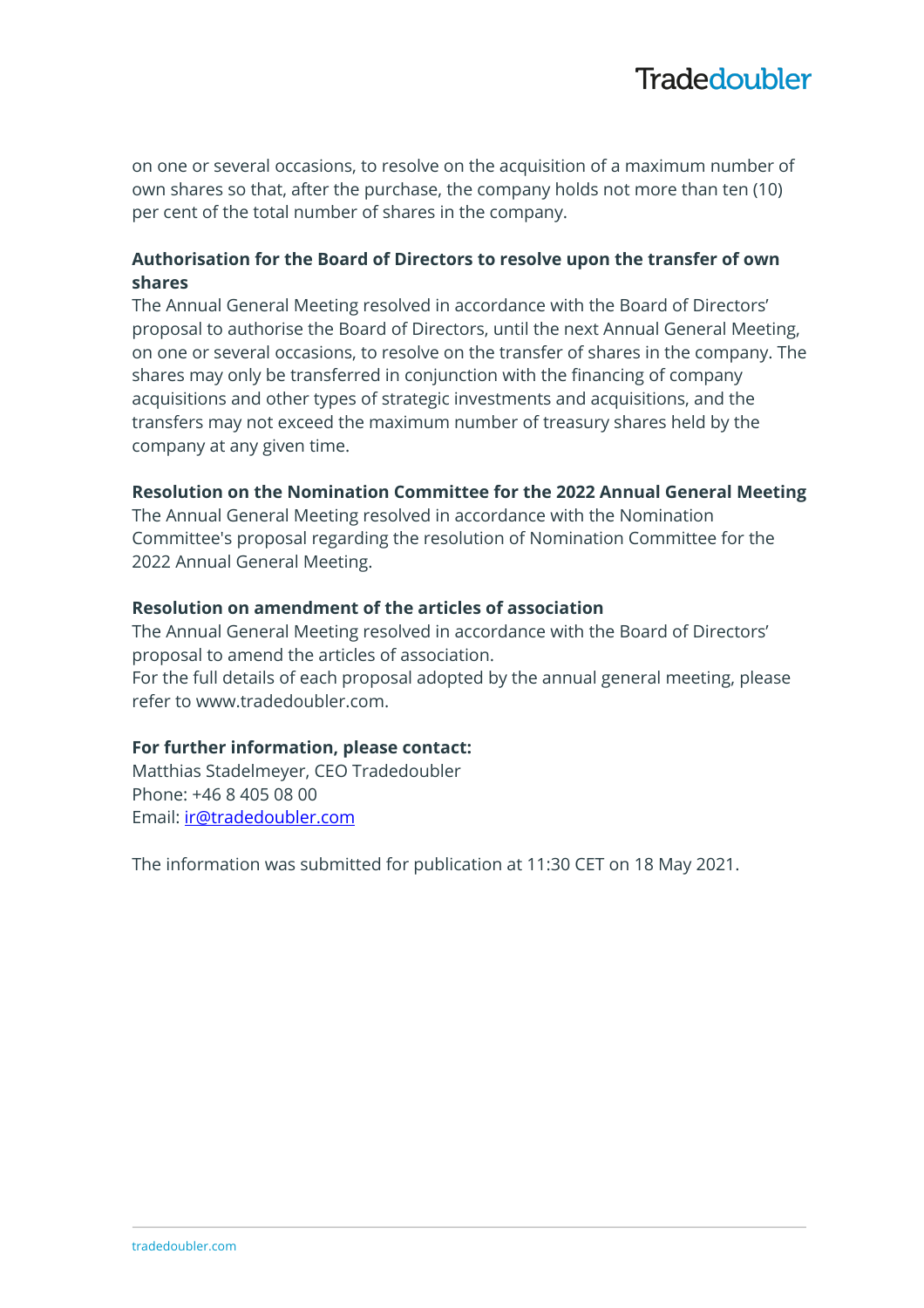on one or several occasions, to resolve on the acquisition of a maximum number of own shares so that, after the purchase, the company holds not more than ten (10) per cent of the total number of shares in the company.

**Authorisation for the Board of Directors to resolve upon the transfer of own shares**
The Annual General Meeting resolved in accordance with the Board of Directors' proposal to authorise the Board of Directors, until the next Annual General Meeting, on one or several occasions, to resolve on the transfer of shares in the company. The shares may only be transferred in conjunction with the financing of company acquisitions and other types of strategic investments and acquisitions, and the transfers may not exceed the maximum number of treasury shares held by the company at any given time.

**Resolution on the Nomination Committee for the 2022 Annual General Meeting**
The Annual General Meeting resolved in accordance with the Nomination Committee's proposal regarding the resolution of Nomination Committee for the 2022 Annual General Meeting.

**Resolution on amendment of the articles of association**
The Annual General Meeting resolved in accordance with the Board of Directors' proposal to amend the articles of association.
For the full details of each proposal adopted by the annual general meeting, please refer to www.tradedoubler.com.

**For further information, please contact:**
Matthias Stadelmeyer, CEO Tradedoubler
Phone: +46 8 405 08 00
Email: ir@tradedoubler.com

The information was submitted for publication at 11:30 CET on 18 May 2021.